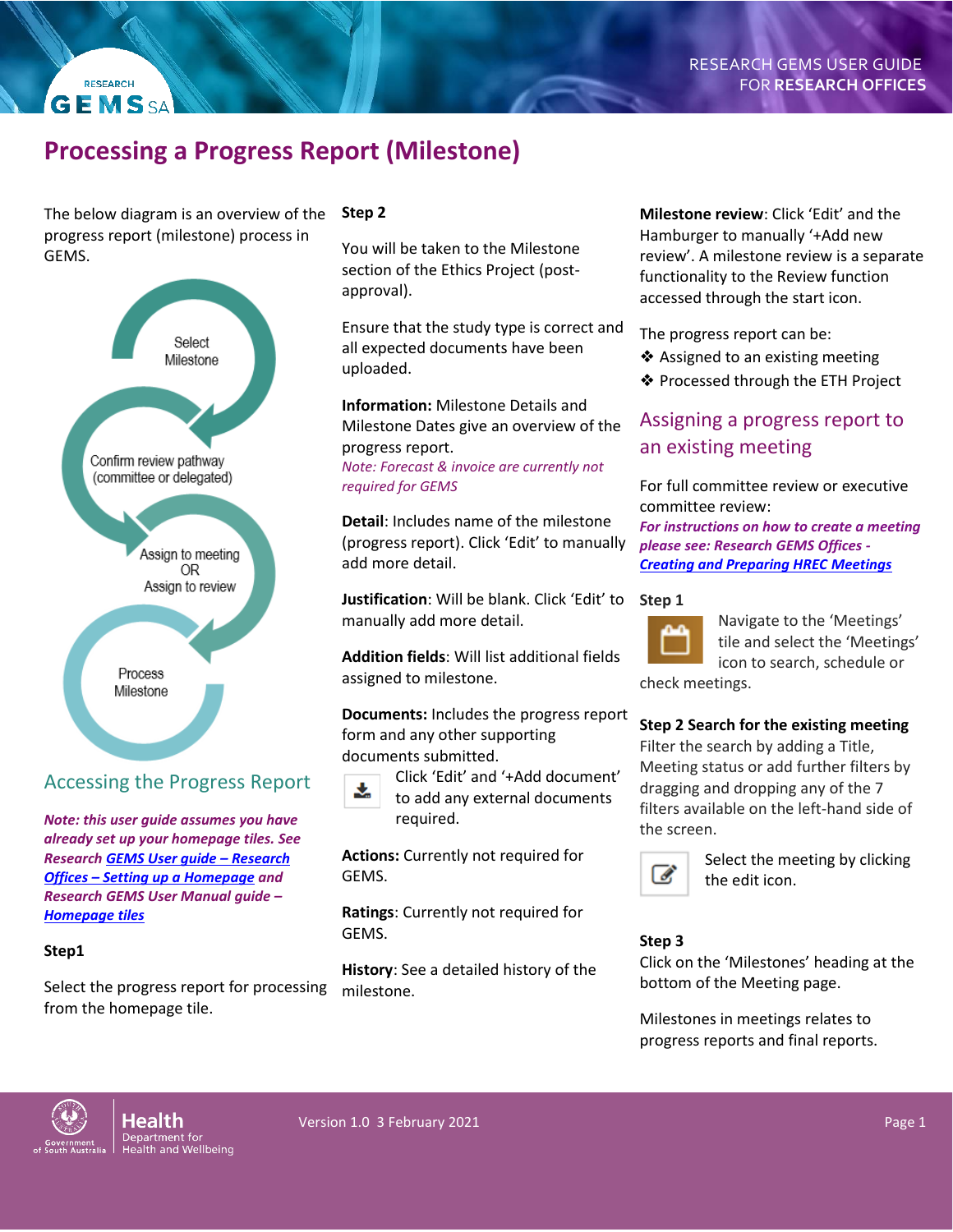# Processing a Progress Report (Milestone)

The below diagram is an overview of the progress report (milestone) process in GEMS.

Select Milestone

Confirm review pathway (committee or delegated)

Assign to meeting OR Assign to review

Process Milestone

## Accessing the Progress Report

***Note: this user guide assumes you have already set up your homepage tiles. See Research GEMS User guide – Research Offices – Setting up a Homepage and Research GEMS User Manual guide – Homepage tiles***

**Step1**

Select the progress report for processing from the homepage tile.

**Step 2**

You will be taken to the Milestone section of the Ethics Project (post-approval).

Ensure that the study type is correct and all expected documents have been uploaded.

**Information:** Milestone Details and Milestone Dates give an overview of the progress report.
*Note: Forecast & invoice are currently not required for GEMS*

**Detail**: Includes name of the milestone (progress report). Click 'Edit' to manually add more detail.

**Justification**: Will be blank. Click 'Edit' to manually add more detail.

**Addition fields**: Will list additional fields assigned to milestone.

**Documents:** Includes the progress report form and any other supporting documents submitted.

Click 'Edit' and '+Add document' to add any external documents required.

**Actions:** Currently not required for GEMS.

**Ratings**: Currently not required for GEMS.

**History**: See a detailed history of the milestone.

**Milestone review**: Click 'Edit' and the Hamburger to manually '+Add new review'. A milestone review is a separate functionality to the Review function accessed through the start icon.

The progress report can be:

- Assigned to an existing meeting
- Processed through the ETH Project

## Assigning a progress report to an existing meeting

For full committee review or executive committee review:
***For instructions on how to create a meeting please see: Research GEMS Offices - Creating and Preparing HREC Meetings***

**Step 1**

Navigate to the 'Meetings' tile and select the 'Meetings' icon to search, schedule or check meetings.

**Step 2 Search for the existing meeting**
Filter the search by adding a Title, Meeting status or add further filters by dragging and dropping any of the 7 filters available on the left-hand side of the screen.

Select the meeting by clicking the edit icon.

**Step 3**
Click on the 'Milestones' heading at the bottom of the Meeting page.

Milestones in meetings relates to progress reports and final reports.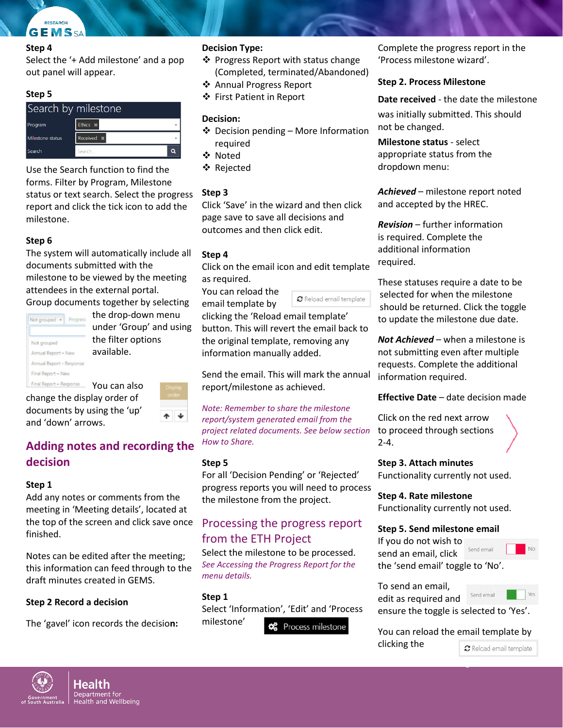**Step 4**
Select the '+ Add milestone' and a pop out panel will appear.

**Step 5**

Search by milestone

| | |
|---|---|
| Program | Ethics |
| Milestone status | Received |
| Search | Search... |

Use the Search function to find the forms. Filter by Program, Milestone status or text search. Select the progress report and click the tick icon to add the milestone.

**Step 6**
The system will automatically include all documents submitted with the milestone to be viewed by the meeting attendees in the external portal.
Group documents together by selecting the drop-down menu under 'Group' and using the filter options available.

You can also change the display order of documents by using the 'up' and 'down' arrows.

## Adding notes and recording the decision

**Step 1**
Add any notes or comments from the meeting in 'Meeting details', located at the top of the screen and click save once finished.

Notes can be edited after the meeting; this information can feed through to the draft minutes created in GEMS.

**Step 2 Record a decision**

The 'gavel' icon records the decision:

**Decision Type:**

- Progress Report with status change (Completed, terminated/Abandoned)
- Annual Progress Report
- First Patient in Report

**Decision:**

- Decision pending – More Information required
- Noted
- Rejected

**Step 3**
Click 'Save' in the wizard and then click page save to save all decisions and outcomes and then click edit.

**Step 4**
Click on the email icon and edit template as required.
You can reload the email template by clicking the 'Reload email template' button. This will revert the email back to the original template, removing any information manually added.

Send the email. This will mark the annual report/milestone as achieved.

*Note: Remember to share the milestone report/system generated email from the project related documents. See below section How to Share.*

**Step 5**
For all 'Decision Pending' or 'Rejected' progress reports you will need to process the milestone from the project.

## Processing the progress report from the ETH Project

Select the milestone to be processed.
*See Accessing the Progress Report for the menu details.*

**Step 1**
Select 'Information', 'Edit' and 'Process milestone'

Complete the progress report in the 'Process milestone wizard'.

**Step 2. Process Milestone**

**Date received** - the date the milestone was initially submitted. This should not be changed.

**Milestone status** - select appropriate status from the dropdown menu:

***Achieved*** – milestone report noted and accepted by the HREC.

***Revision*** – further information is required. Complete the additional information required.

These statuses require a date to be selected for when the milestone should be returned. Click the toggle to update the milestone due date.

***Not Achieved*** – when a milestone is not submitting even after multiple requests. Complete the additional information required.

**Effective Date** – date decision made

Click on the red next arrow to proceed through sections 2-4.

**Step 3. Attach minutes**
Functionality currently not used.

**Step 4. Rate milestone**
Functionality currently not used.

**Step 5. Send milestone email**
If you do not wish to send an email, click the 'send email' toggle to 'No'.

To send an email, edit as required and ensure the toggle is selected to 'Yes'.

You can reload the email template by clicking the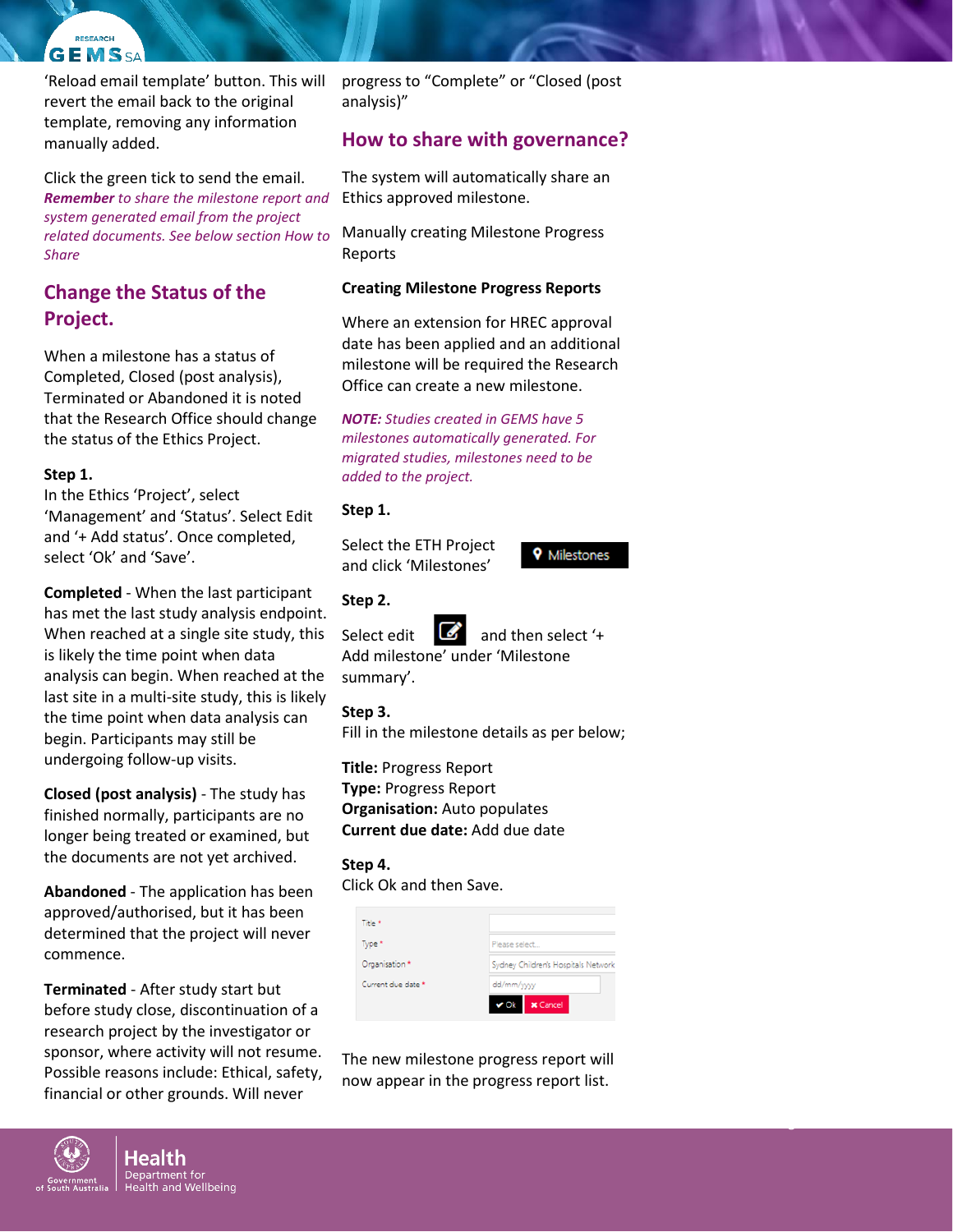'Reload email template' button. This will revert the email back to the original template, removing any information manually added.

Click the green tick to send the email. ***Remember*** *to share the milestone report and system generated email from the project related documents. See below section How to Share*

## Change the Status of the Project.

When a milestone has a status of Completed, Closed (post analysis), Terminated or Abandoned it is noted that the Research Office should change the status of the Ethics Project.

**Step 1.**
In the Ethics 'Project', select 'Management' and 'Status'. Select Edit and '+ Add status'. Once completed, select 'Ok' and 'Save'.

**Completed** - When the last participant has met the last study analysis endpoint. When reached at a single site study, this is likely the time point when data analysis can begin. When reached at the last site in a multi-site study, this is likely the time point when data analysis can begin. Participants may still be undergoing follow-up visits.

**Closed (post analysis)** - The study has finished normally, participants are no longer being treated or examined, but the documents are not yet archived.

**Abandoned** - The application has been approved/authorised, but it has been determined that the project will never commence.

**Terminated** - After study start but before study close, discontinuation of a research project by the investigator or sponsor, where activity will not resume. Possible reasons include: Ethical, safety, financial or other grounds. Will never progress to "Complete" or "Closed (post analysis)"

## How to share with governance?

The system will automatically share an Ethics approved milestone.

Manually creating Milestone Progress Reports

**Creating Milestone Progress Reports**

Where an extension for HREC approval date has been applied and an additional milestone will be required the Research Office can create a new milestone.

***NOTE:*** *Studies created in GEMS have 5 milestones automatically generated. For migrated studies, milestones need to be added to the project.*

**Step 1.**

Select the ETH Project and click 'Milestones'

Milestones

**Step 2.**

Select edit and then select '+ Add milestone' under 'Milestone summary'.

**Step 3.**
Fill in the milestone details as per below;

**Title:** Progress Report
**Type:** Progress Report
**Organisation:** Auto populates
**Current due date:** Add due date

**Step 4.**
Click Ok and then Save.

Title *
Type * Please select...
Organisation * Sydney Children's Hospitals Network
Current due date * dd/mm/yyyy
Ok Cancel

The new milestone progress report will now appear in the progress report list.